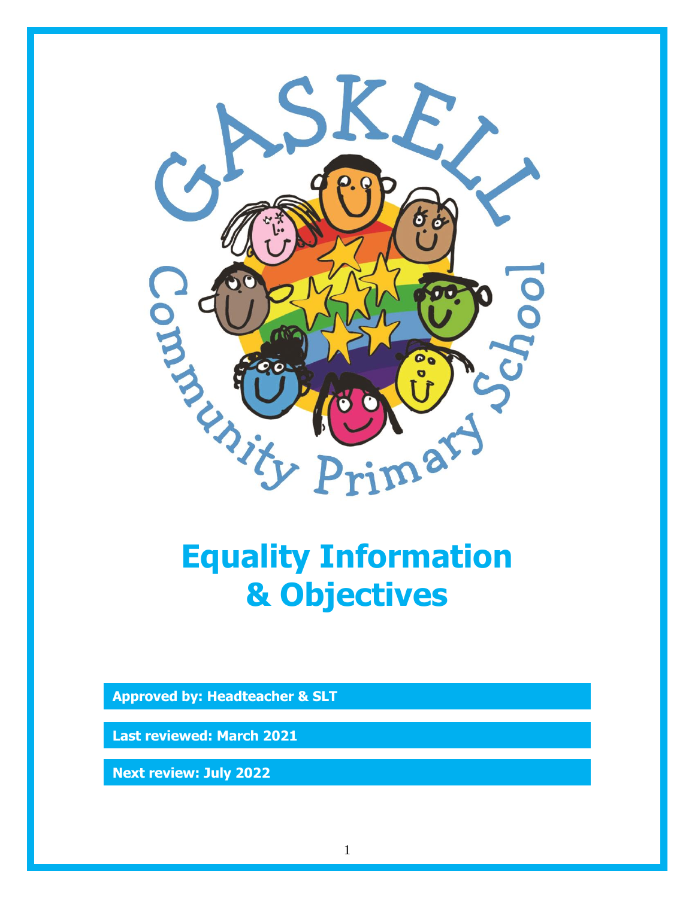# Equality Information & Objectives

**Approved by: Headteacher & SLT**

**Last reviewed: March 2021**

**Next review: July 2022**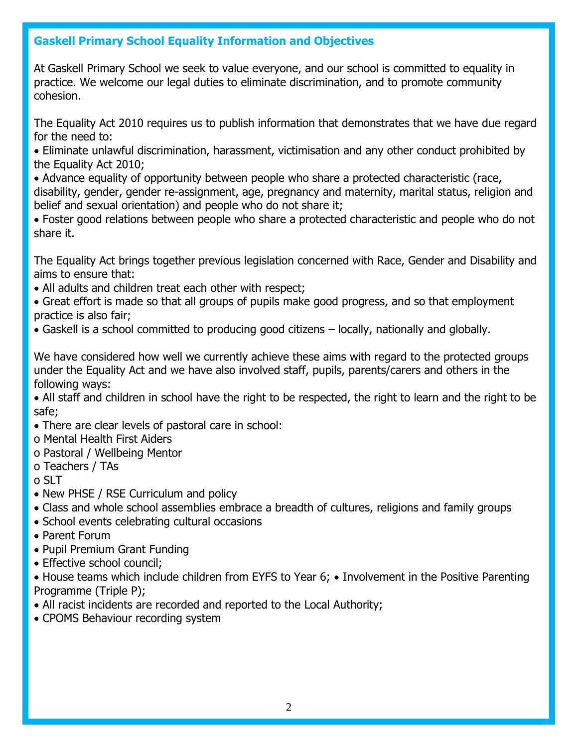## Gaskell Primary School Equality Information and Objectives

At Gaskell Primary School we seek to value everyone, and our school is committed to equality in practice. We welcome our legal duties to eliminate discrimination, and to promote community cohesion.

The Equality Act 2010 requires us to publish information that demonstrates that we have due regard for the need to:

- Eliminate unlawful discrimination, harassment, victimisation and any other conduct prohibited by the Equality Act 2010;
- Advance equality of opportunity between people who share a protected characteristic (race, disability, gender, gender re-assignment, age, pregnancy and maternity, marital status, religion and belief and sexual orientation) and people who do not share it;
- Foster good relations between people who share a protected characteristic and people who do not share it.

The Equality Act brings together previous legislation concerned with Race, Gender and Disability and aims to ensure that:

- All adults and children treat each other with respect;
- Great effort is made so that all groups of pupils make good progress, and so that employment practice is also fair;
- Gaskell is a school committed to producing good citizens – locally, nationally and globally.

We have considered how well we currently achieve these aims with regard to the protected groups under the Equality Act and we have also involved staff, pupils, parents/carers and others in the following ways:

- All staff and children in school have the right to be respected, the right to learn and the right to be safe;
- There are clear levels of pastoral care in school:
  - Mental Health First Aiders
  - Pastoral / Wellbeing Mentor
  - Teachers / TAs
  - SLT
- New PHSE / RSE Curriculum and policy
- Class and whole school assemblies embrace a breadth of cultures, religions and family groups
- School events celebrating cultural occasions
- Parent Forum
- Pupil Premium Grant Funding
- Effective school council;
- House teams which include children from EYFS to Year 6;
- Involvement in the Positive Parenting Programme (Triple P);
- All racist incidents are recorded and reported to the Local Authority;
- CPOMS Behaviour recording system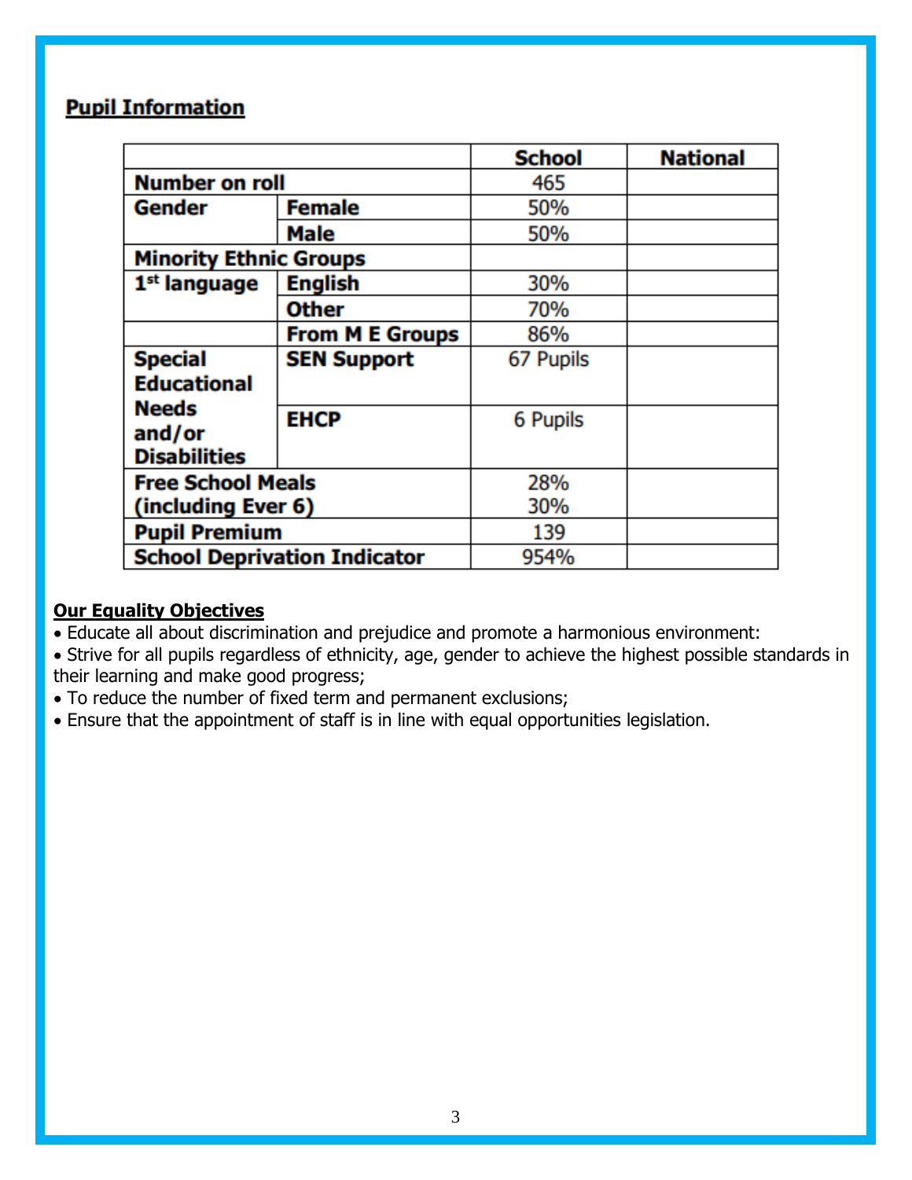## Pupil Information

| | | School | National |
|---|---|---|---|
| **Number on roll** | | 465 | |
| **Gender** | **Female** | 50% | |
| | **Male** | 50% | |
| **Minority Ethnic Groups** | | | |
| **1st language** | **English** | 30% | |
| | **Other** | 70% | |
| | **From M E Groups** | 86% | |
| **Special Educational Needs and/or Disabilities** | **SEN Support** | 67 Pupils | |
| | **EHCP** | 6 Pupils | |
| **Free School Meals (including Ever 6)** | | 28%<br>30% | |
| **Pupil Premium** | | 139 | |
| **School Deprivation Indicator** | | 954% | |

**Our Equality Objectives**

- Educate all about discrimination and prejudice and promote a harmonious environment:
- Strive for all pupils regardless of ethnicity, age, gender to achieve the highest possible standards in their learning and make good progress;
- To reduce the number of fixed term and permanent exclusions;
- Ensure that the appointment of staff is in line with equal opportunities legislation.